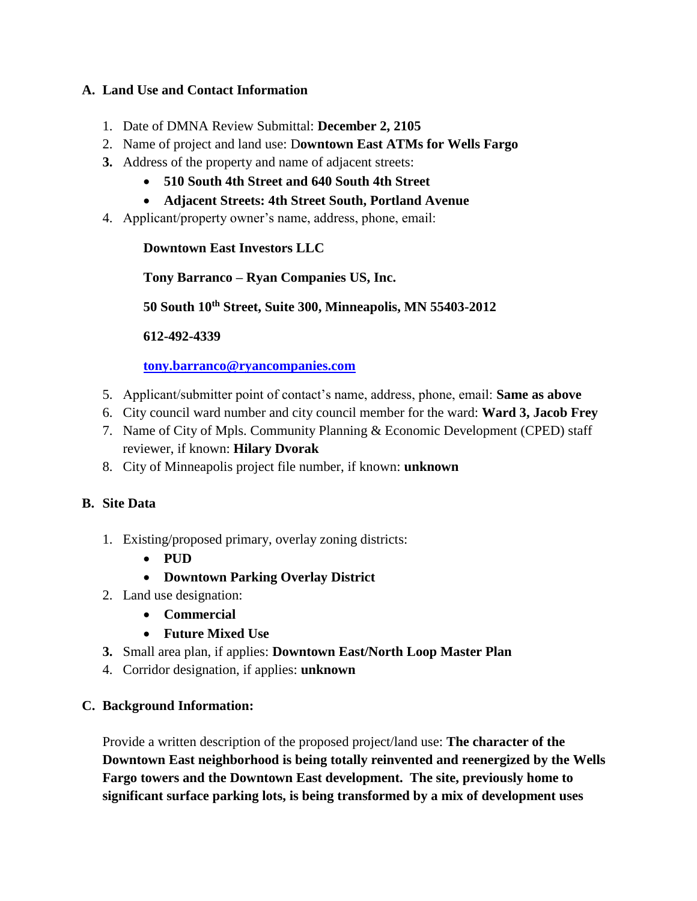## A. Land Use and Contact Information

1. Date of DMNA Review Submittal: **December 2, 2105**
2. Name of project and land use: D**owntown East ATMs for Wells Fargo**
3. Address of the property and name of adjacent streets:
   - **510 South 4th Street and 640 South 4th Street**
   - **Adjacent Streets: 4th Street South, Portland Avenue**
4. Applicant/property owner's name, address, phone, email:

   **Downtown East Investors LLC**

   **Tony Barranco – Ryan Companies US, Inc.**

   **50 South 10th Street, Suite 300, Minneapolis, MN 55403-2012**

   **612-492-4339**

   **tony.barranco@ryancompanies.com**

5. Applicant/submitter point of contact's name, address, phone, email: **Same as above**
6. City council ward number and city council member for the ward: **Ward 3, Jacob Frey**
7. Name of City of Mpls. Community Planning & Economic Development (CPED) staff reviewer, if known: **Hilary Dvorak**
8. City of Minneapolis project file number, if known: **unknown**

## B. Site Data

1. Existing/proposed primary, overlay zoning districts:
   - **PUD**
   - **Downtown Parking Overlay District**
2. Land use designation:
   - **Commercial**
   - **Future Mixed Use**
3. Small area plan, if applies: **Downtown East/North Loop Master Plan**
4. Corridor designation, if applies: **unknown**

## C. Background Information:

Provide a written description of the proposed project/land use: **The character of the Downtown East neighborhood is being totally reinvented and reenergized by the Wells Fargo towers and the Downtown East development. The site, previously home to significant surface parking lots, is being transformed by a mix of development uses**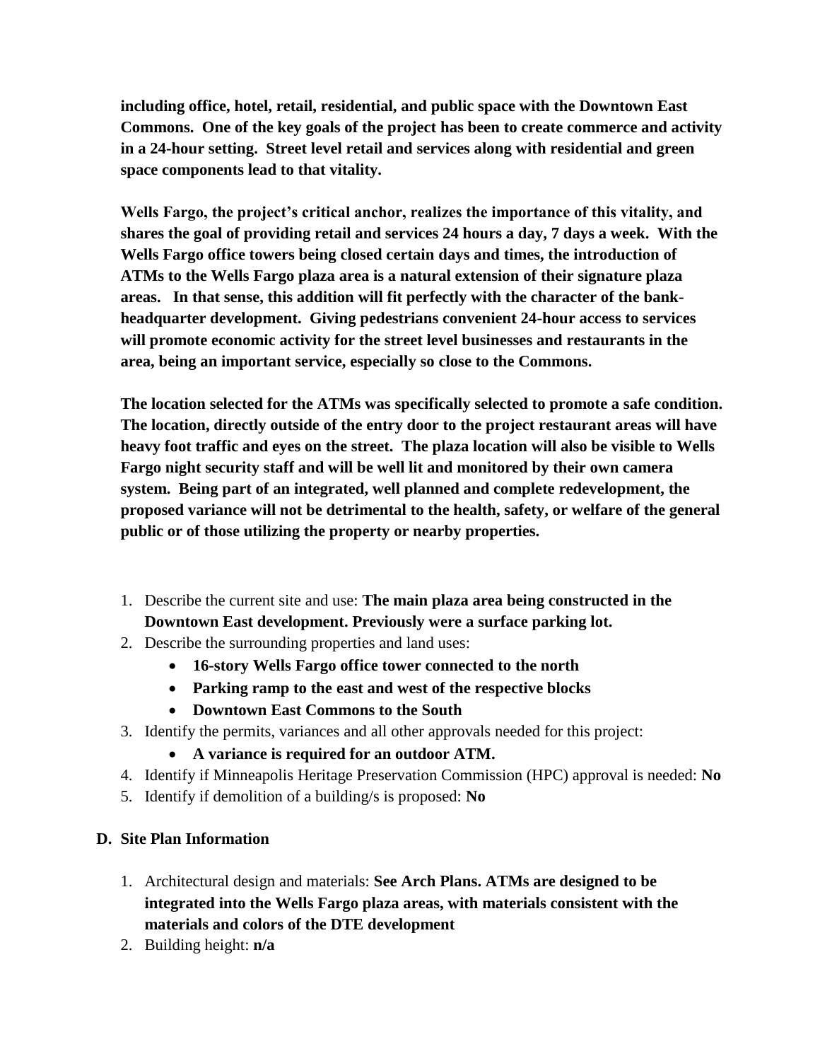**including office, hotel, retail, residential, and public space with the Downtown East Commons. One of the key goals of the project has been to create commerce and activity in a 24-hour setting. Street level retail and services along with residential and green space components lead to that vitality.**

**Wells Fargo, the project's critical anchor, realizes the importance of this vitality, and shares the goal of providing retail and services 24 hours a day, 7 days a week. With the Wells Fargo office towers being closed certain days and times, the introduction of ATMs to the Wells Fargo plaza area is a natural extension of their signature plaza areas. In that sense, this addition will fit perfectly with the character of the bank-headquarter development. Giving pedestrians convenient 24-hour access to services will promote economic activity for the street level businesses and restaurants in the area, being an important service, especially so close to the Commons.**

**The location selected for the ATMs was specifically selected to promote a safe condition. The location, directly outside of the entry door to the project restaurant areas will have heavy foot traffic and eyes on the street. The plaza location will also be visible to Wells Fargo night security staff and will be well lit and monitored by their own camera system. Being part of an integrated, well planned and complete redevelopment, the proposed variance will not be detrimental to the health, safety, or welfare of the general public or of those utilizing the property or nearby properties.**

1. Describe the current site and use: **The main plaza area being constructed in the Downtown East development. Previously were a surface parking lot.**
2. Describe the surrounding properties and land uses:
   - **16-story Wells Fargo office tower connected to the north**
   - **Parking ramp to the east and west of the respective blocks**
   - **Downtown East Commons to the South**
3. Identify the permits, variances and all other approvals needed for this project:
   - **A variance is required for an outdoor ATM.**
4. Identify if Minneapolis Heritage Preservation Commission (HPC) approval is needed: **No**
5. Identify if demolition of a building/s is proposed: **No**

## D. Site Plan Information

1. Architectural design and materials: **See Arch Plans. ATMs are designed to be integrated into the Wells Fargo plaza areas, with materials consistent with the materials and colors of the DTE development**
2. Building height: **n/a**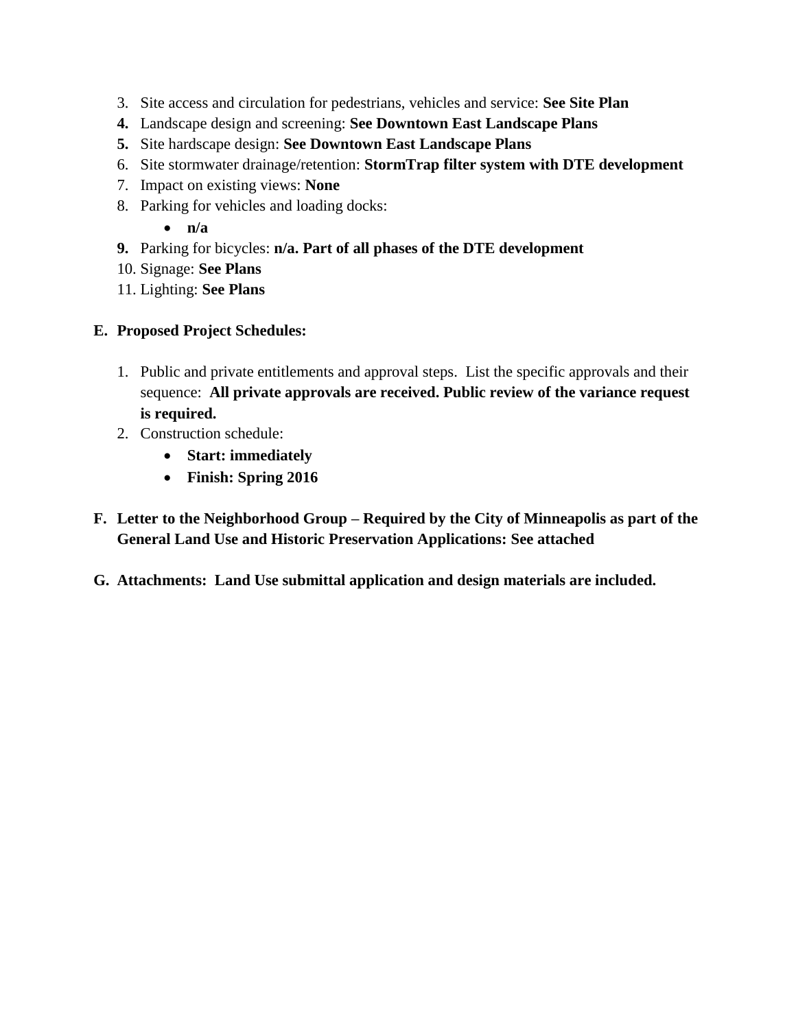3. Site access and circulation for pedestrians, vehicles and service: **See Site Plan**
4. Landscape design and screening: **See Downtown East Landscape Plans**
5. Site hardscape design: **See Downtown East Landscape Plans**
6. Site stormwater drainage/retention: **StormTrap filter system with DTE development**
7. Impact on existing views: **None**
8. Parking for vehicles and loading docks:
   - **n/a**
9. Parking for bicycles: **n/a. Part of all phases of the DTE development**
10. Signage: **See Plans**
11. Lighting: **See Plans**

**E. Proposed Project Schedules:**

1. Public and private entitlements and approval steps. List the specific approvals and their sequence: **All private approvals are received. Public review of the variance request is required.**
2. Construction schedule:
   - **Start: immediately**
   - **Finish: Spring 2016**

**F. Letter to the Neighborhood Group – Required by the City of Minneapolis as part of the General Land Use and Historic Preservation Applications: See attached**

**G. Attachments: Land Use submittal application and design materials are included.**